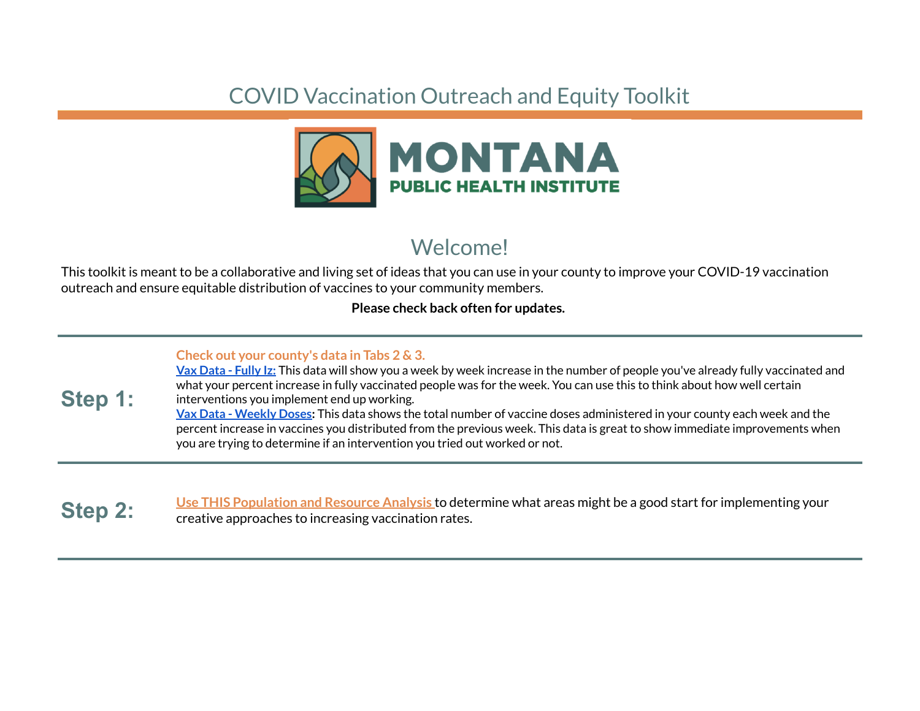# COVID Vaccination Outreach and Equity Toolkit

MONTANA
PUBLIC HEALTH INSTITUTE

## Welcome!

This toolkit is meant to be a collaborative and living set of ideas that you can use in your county to improve your COVID-19 vaccination outreach and ensure equitable distribution of vaccines to your community members.

**Please check back often for updates.**

---

## Step 1:

**Check out your county's data in Tabs 2 & 3.**

**Vax Data - Fully Iz:** This data will show you a week by week increase in the number of people you've already fully vaccinated and what your percent increase in fully vaccinated people was for the week. You can use this to think about how well certain interventions you implement end up working.

**Vax Data - Weekly Doses:** This data shows the total number of vaccine doses administered in your county each week and the percent increase in vaccines you distributed from the previous week. This data is great to show immediate improvements when you are trying to determine if an intervention you tried out worked or not.

---

## Step 2:

**Use THIS Population and Resource Analysis** to determine what areas might be a good start for implementing your creative approaches to increasing vaccination rates.

---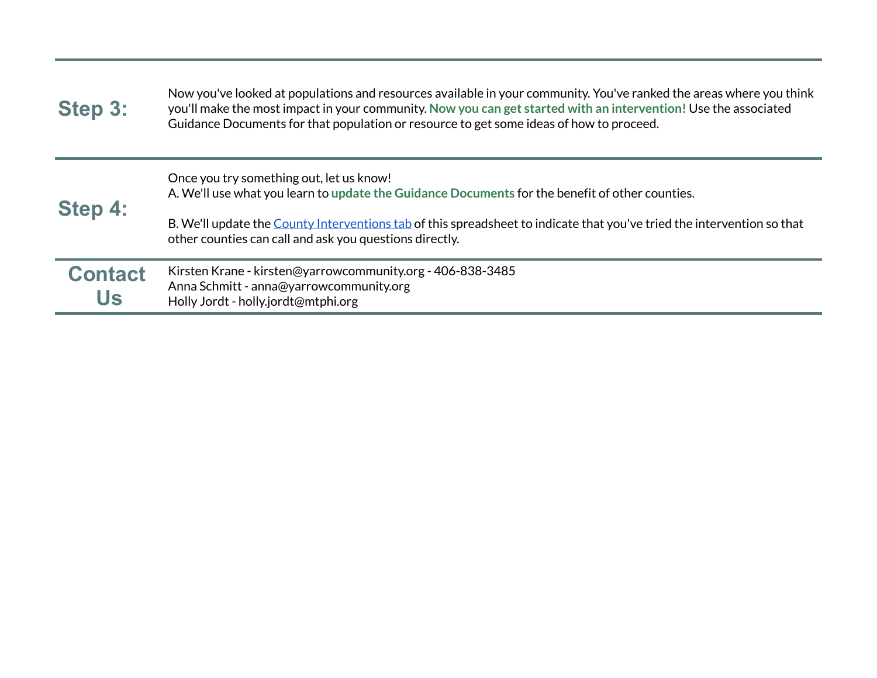## Step 3:

Now you've looked at populations and resources available in your community. You've ranked the areas where you think you'll make the most impact in your community. **Now you can get started with an intervention!** Use the associated Guidance Documents for that population or resource to get some ideas of how to proceed.

## Step 4:

Once you try something out, let us know!

A. We'll use what you learn to **update the Guidance Documents** for the benefit of other counties.

B. We'll update the County Interventions tab of this spreadsheet to indicate that you've tried the intervention so that other counties can call and ask you questions directly.

## Contact Us

Kirsten Krane - kirsten@yarrowcommunity.org - 406-838-3485
Anna Schmitt - anna@yarrowcommunity.org
Holly Jordt - holly.jordt@mtphi.org